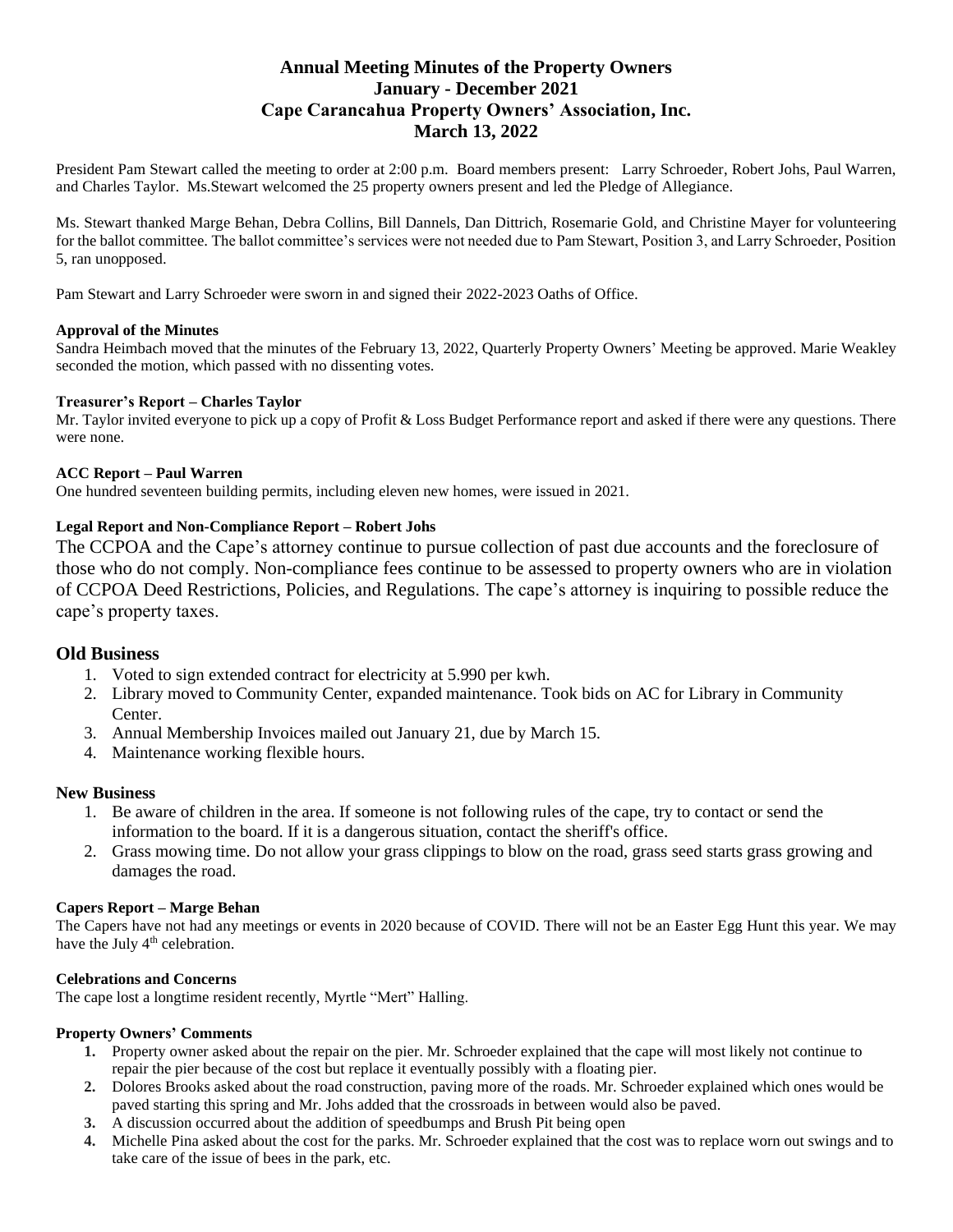# Annual Meeting Minutes of the Property Owners
# January - December 2021
# Cape Carancahua Property Owners' Association, Inc.
# March 13, 2022

President Pam Stewart called the meeting to order at 2:00 p.m. Board members present: Larry Schroeder, Robert Johs, Paul Warren, and Charles Taylor. Ms.Stewart welcomed the 25 property owners present and led the Pledge of Allegiance.

Ms. Stewart thanked Marge Behan, Debra Collins, Bill Dannels, Dan Dittrich, Rosemarie Gold, and Christine Mayer for volunteering for the ballot committee. The ballot committee's services were not needed due to Pam Stewart, Position 3, and Larry Schroeder, Position 5, ran unopposed.

Pam Stewart and Larry Schroeder were sworn in and signed their 2022-2023 Oaths of Office.

#### Approval of the Minutes

Sandra Heimbach moved that the minutes of the February 13, 2022, Quarterly Property Owners' Meeting be approved. Marie Weakley seconded the motion, which passed with no dissenting votes.

#### Treasurer's Report – Charles Taylor

Mr. Taylor invited everyone to pick up a copy of Profit & Loss Budget Performance report and asked if there were any questions. There were none.

#### ACC Report – Paul Warren

One hundred seventeen building permits, including eleven new homes, were issued in 2021.

#### Legal Report and Non-Compliance Report – Robert Johs

The CCPOA and the Cape's attorney continue to pursue collection of past due accounts and the foreclosure of those who do not comply. Non-compliance fees continue to be assessed to property owners who are in violation of CCPOA Deed Restrictions, Policies, and Regulations. The cape's attorney is inquiring to possible reduce the cape's property taxes.

## Old Business

1. Voted to sign extended contract for electricity at 5.990 per kwh.
2. Library moved to Community Center, expanded maintenance. Took bids on AC for Library in Community Center.
3. Annual Membership Invoices mailed out January 21, due by March 15.
4. Maintenance working flexible hours.

## New Business

1. Be aware of children in the area. If someone is not following rules of the cape, try to contact or send the information to the board. If it is a dangerous situation, contact the sheriff's office.
2. Grass mowing time. Do not allow your grass clippings to blow on the road, grass seed starts grass growing and damages the road.

#### Capers Report – Marge Behan

The Capers have not had any meetings or events in 2020 because of COVID. There will not be an Easter Egg Hunt this year. We may have the July 4th celebration.

#### Celebrations and Concerns

The cape lost a longtime resident recently, Myrtle "Mert" Halling.

#### Property Owners' Comments

1. Property owner asked about the repair on the pier. Mr. Schroeder explained that the cape will most likely not continue to repair the pier because of the cost but replace it eventually possibly with a floating pier.
2. Dolores Brooks asked about the road construction, paving more of the roads. Mr. Schroeder explained which ones would be paved starting this spring and Mr. Johs added that the crossroads in between would also be paved.
3. A discussion occurred about the addition of speedbumps and Brush Pit being open
4. Michelle Pina asked about the cost for the parks. Mr. Schroeder explained that the cost was to replace worn out swings and to take care of the issue of bees in the park, etc.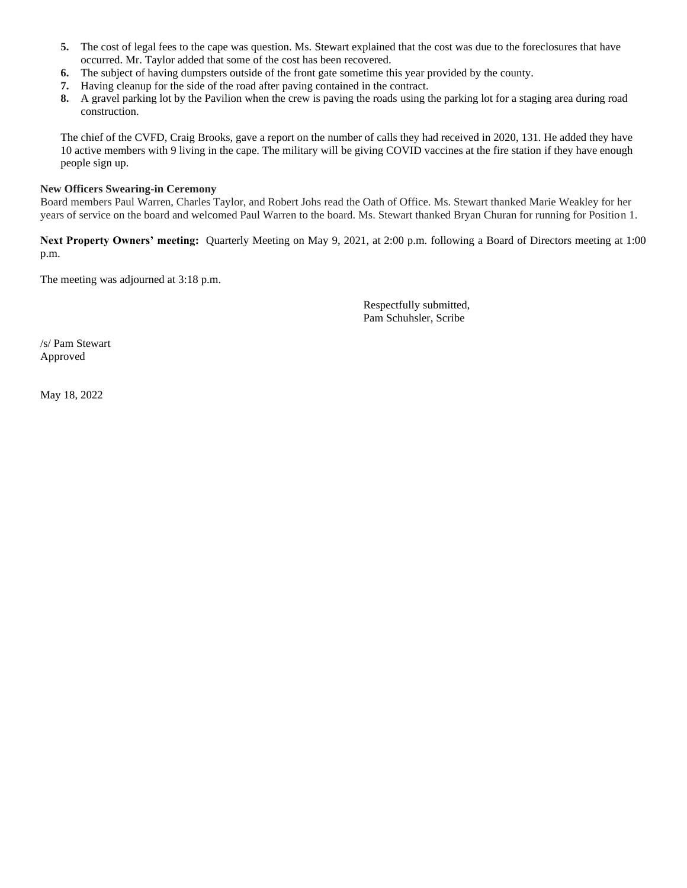5. The cost of legal fees to the cape was question. Ms. Stewart explained that the cost was due to the foreclosures that have occurred. Mr. Taylor added that some of the cost has been recovered.
6. The subject of having dumpsters outside of the front gate sometime this year provided by the county.
7. Having cleanup for the side of the road after paving contained in the contract.
8. A gravel parking lot by the Pavilion when the crew is paving the roads using the parking lot for a staging area during road construction.

The chief of the CVFD, Craig Brooks, gave a report on the number of calls they had received in 2020, 131. He added they have 10 active members with 9 living in the cape. The military will be giving COVID vaccines at the fire station if they have enough people sign up.

**New Officers Swearing-in Ceremony**
Board members Paul Warren, Charles Taylor, and Robert Johs read the Oath of Office. Ms. Stewart thanked Marie Weakley for her years of service on the board and welcomed Paul Warren to the board. Ms. Stewart thanked Bryan Churan for running for Position 1.

**Next Property Owners' meeting:** Quarterly Meeting on May 9, 2021, at 2:00 p.m. following a Board of Directors meeting at 1:00 p.m.

The meeting was adjourned at 3:18 p.m.

Respectfully submitted,
Pam Schuhsler, Scribe

/s/ Pam Stewart
Approved

May 18, 2022